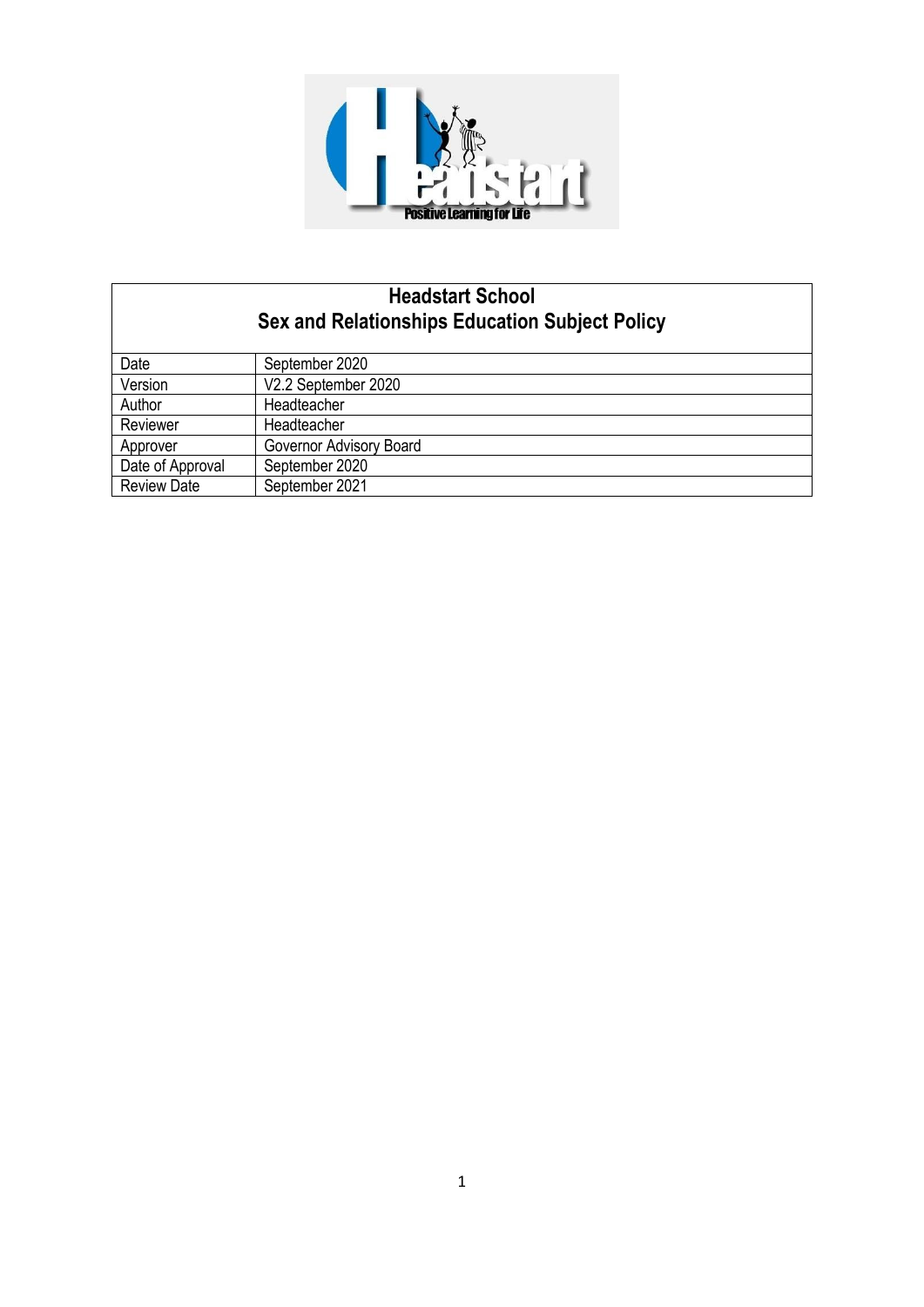# Headstart School
## Sex and Relationships Education Subject Policy

| | |
|---|---|
| Date | September 2020 |
| Version | V2.2 September 2020 |
| Author | Headteacher |
| Reviewer | Headteacher |
| Approver | Governor Advisory Board |
| Date of Approval | September 2020 |
| Review Date | September 2021 |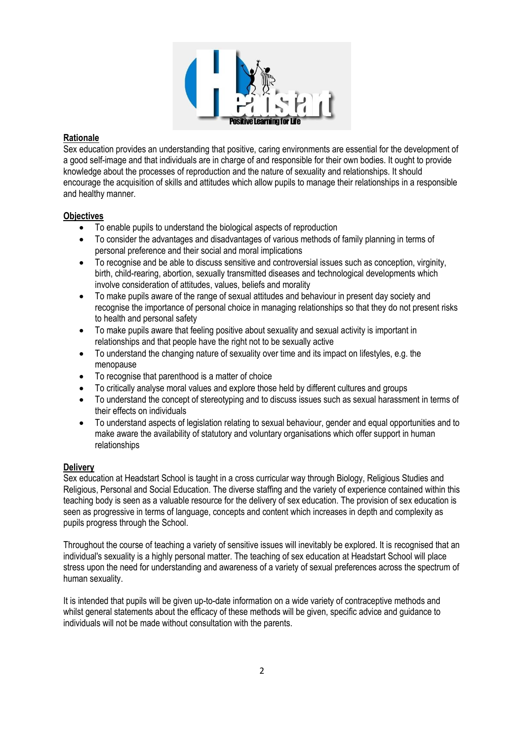## Rationale

Sex education provides an understanding that positive, caring environments are essential for the development of a good self-image and that individuals are in charge of and responsible for their own bodies. It ought to provide knowledge about the processes of reproduction and the nature of sexuality and relationships. It should encourage the acquisition of skills and attitudes which allow pupils to manage their relationships in a responsible and healthy manner.

## Objectives

- To enable pupils to understand the biological aspects of reproduction
- To consider the advantages and disadvantages of various methods of family planning in terms of personal preference and their social and moral implications
- To recognise and be able to discuss sensitive and controversial issues such as conception, virginity, birth, child-rearing, abortion, sexually transmitted diseases and technological developments which involve consideration of attitudes, values, beliefs and morality
- To make pupils aware of the range of sexual attitudes and behaviour in present day society and recognise the importance of personal choice in managing relationships so that they do not present risks to health and personal safety
- To make pupils aware that feeling positive about sexuality and sexual activity is important in relationships and that people have the right not to be sexually active
- To understand the changing nature of sexuality over time and its impact on lifestyles, e.g. the menopause
- To recognise that parenthood is a matter of choice
- To critically analyse moral values and explore those held by different cultures and groups
- To understand the concept of stereotyping and to discuss issues such as sexual harassment in terms of their effects on individuals
- To understand aspects of legislation relating to sexual behaviour, gender and equal opportunities and to make aware the availability of statutory and voluntary organisations which offer support in human relationships

## Delivery

Sex education at Headstart School is taught in a cross curricular way through Biology, Religious Studies and Religious, Personal and Social Education. The diverse staffing and the variety of experience contained within this teaching body is seen as a valuable resource for the delivery of sex education. The provision of sex education is seen as progressive in terms of language, concepts and content which increases in depth and complexity as pupils progress through the School.

Throughout the course of teaching a variety of sensitive issues will inevitably be explored. It is recognised that an individual's sexuality is a highly personal matter. The teaching of sex education at Headstart School will place stress upon the need for understanding and awareness of a variety of sexual preferences across the spectrum of human sexuality.

It is intended that pupils will be given up-to-date information on a wide variety of contraceptive methods and whilst general statements about the efficacy of these methods will be given, specific advice and guidance to individuals will not be made without consultation with the parents.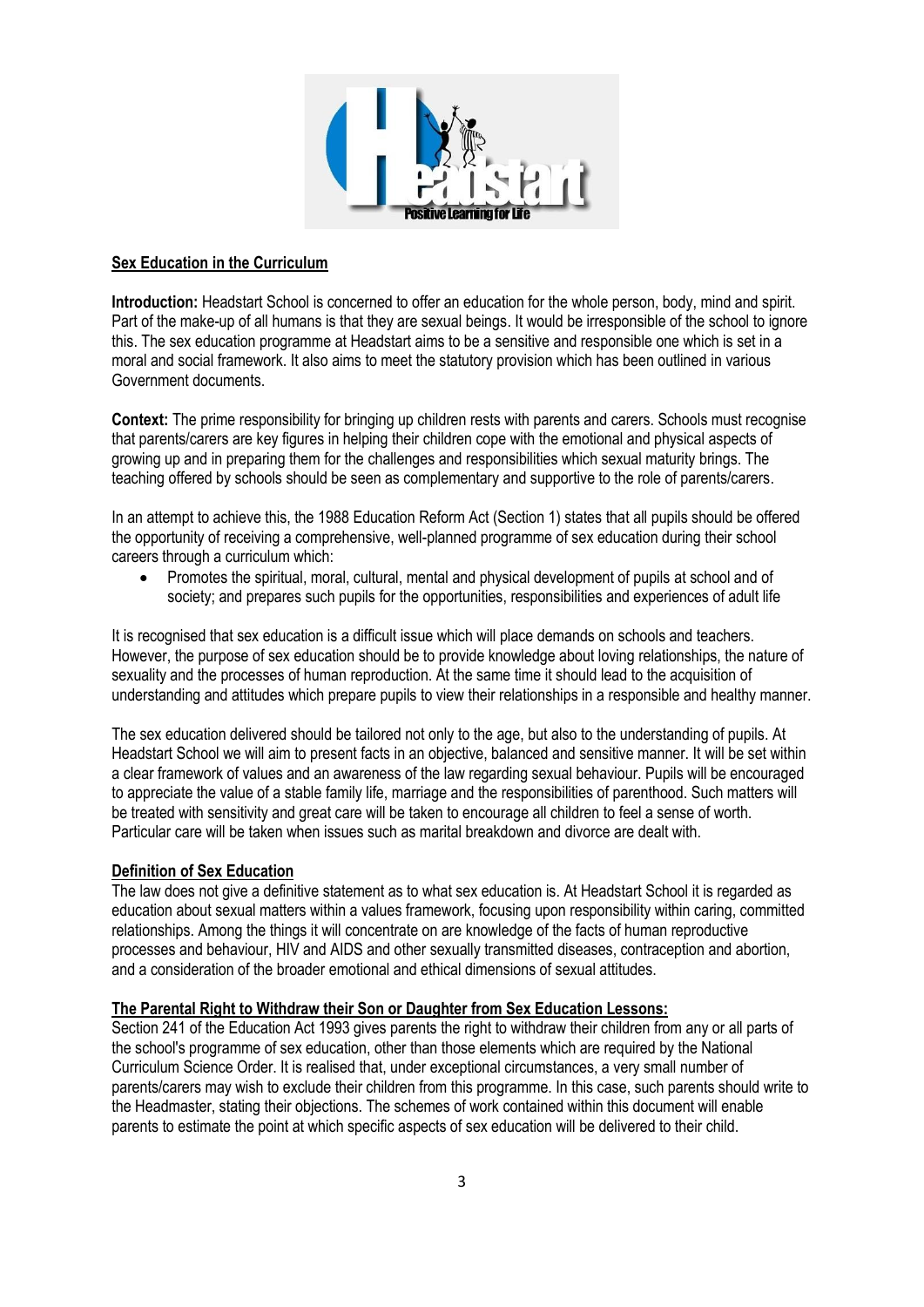## Sex Education in the Curriculum

**Introduction:** Headstart School is concerned to offer an education for the whole person, body, mind and spirit. Part of the make-up of all humans is that they are sexual beings. It would be irresponsible of the school to ignore this. The sex education programme at Headstart aims to be a sensitive and responsible one which is set in a moral and social framework. It also aims to meet the statutory provision which has been outlined in various Government documents.

**Context:** The prime responsibility for bringing up children rests with parents and carers. Schools must recognise that parents/carers are key figures in helping their children cope with the emotional and physical aspects of growing up and in preparing them for the challenges and responsibilities which sexual maturity brings. The teaching offered by schools should be seen as complementary and supportive to the role of parents/carers.

In an attempt to achieve this, the 1988 Education Reform Act (Section 1) states that all pupils should be offered the opportunity of receiving a comprehensive, well-planned programme of sex education during their school careers through a curriculum which:

- Promotes the spiritual, moral, cultural, mental and physical development of pupils at school and of society; and prepares such pupils for the opportunities, responsibilities and experiences of adult life

It is recognised that sex education is a difficult issue which will place demands on schools and teachers. However, the purpose of sex education should be to provide knowledge about loving relationships, the nature of sexuality and the processes of human reproduction. At the same time it should lead to the acquisition of understanding and attitudes which prepare pupils to view their relationships in a responsible and healthy manner.

The sex education delivered should be tailored not only to the age, but also to the understanding of pupils. At Headstart School we will aim to present facts in an objective, balanced and sensitive manner. It will be set within a clear framework of values and an awareness of the law regarding sexual behaviour. Pupils will be encouraged to appreciate the value of a stable family life, marriage and the responsibilities of parenthood. Such matters will be treated with sensitivity and great care will be taken to encourage all children to feel a sense of worth. Particular care will be taken when issues such as marital breakdown and divorce are dealt with.

### Definition of Sex Education

The law does not give a definitive statement as to what sex education is. At Headstart School it is regarded as education about sexual matters within a values framework, focusing upon responsibility within caring, committed relationships. Among the things it will concentrate on are knowledge of the facts of human reproductive processes and behaviour, HIV and AIDS and other sexually transmitted diseases, contraception and abortion, and a consideration of the broader emotional and ethical dimensions of sexual attitudes.

### The Parental Right to Withdraw their Son or Daughter from Sex Education Lessons:

Section 241 of the Education Act 1993 gives parents the right to withdraw their children from any or all parts of the school's programme of sex education, other than those elements which are required by the National Curriculum Science Order. It is realised that, under exceptional circumstances, a very small number of parents/carers may wish to exclude their children from this programme. In this case, such parents should write to the Headmaster, stating their objections. The schemes of work contained within this document will enable parents to estimate the point at which specific aspects of sex education will be delivered to their child.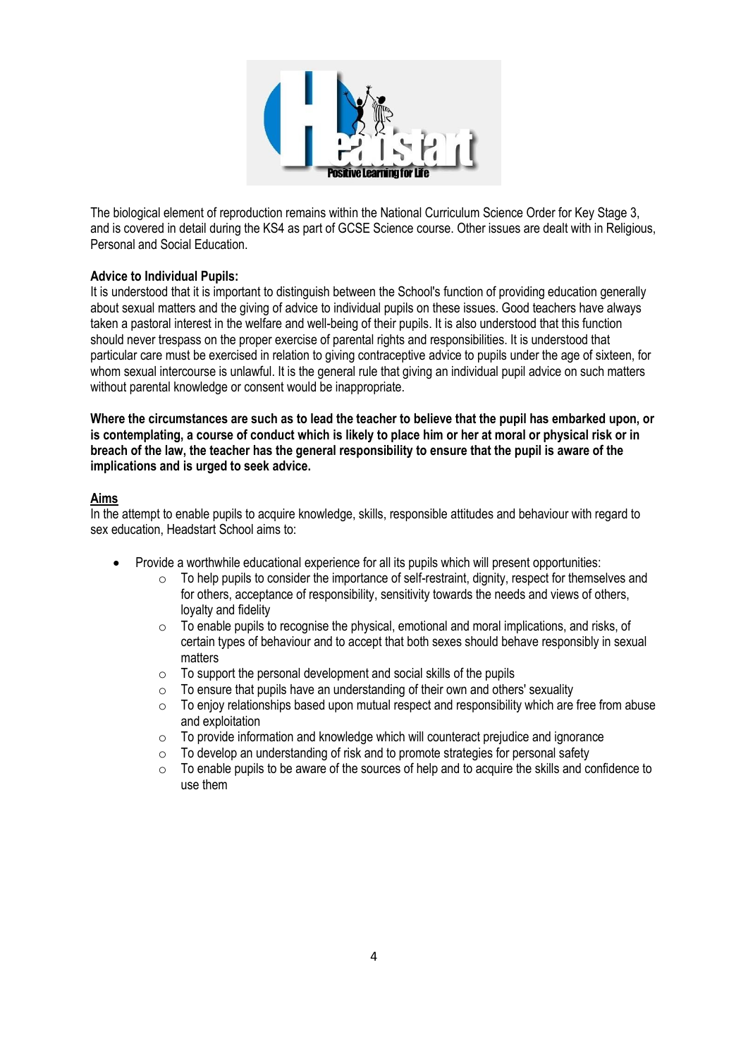The biological element of reproduction remains within the National Curriculum Science Order for Key Stage 3, and is covered in detail during the KS4 as part of GCSE Science course. Other issues are dealt with in Religious, Personal and Social Education.

**Advice to Individual Pupils:**

It is understood that it is important to distinguish between the School's function of providing education generally about sexual matters and the giving of advice to individual pupils on these issues. Good teachers have always taken a pastoral interest in the welfare and well-being of their pupils. It is also understood that this function should never trespass on the proper exercise of parental rights and responsibilities. It is understood that particular care must be exercised in relation to giving contraceptive advice to pupils under the age of sixteen, for whom sexual intercourse is unlawful. It is the general rule that giving an individual pupil advice on such matters without parental knowledge or consent would be inappropriate.

**Where the circumstances are such as to lead the teacher to believe that the pupil has embarked upon, or is contemplating, a course of conduct which is likely to place him or her at moral or physical risk or in breach of the law, the teacher has the general responsibility to ensure that the pupil is aware of the implications and is urged to seek advice.**

**Aims**

In the attempt to enable pupils to acquire knowledge, skills, responsible attitudes and behaviour with regard to sex education, Headstart School aims to:

- Provide a worthwhile educational experience for all its pupils which will present opportunities:
    - To help pupils to consider the importance of self-restraint, dignity, respect for themselves and for others, acceptance of responsibility, sensitivity towards the needs and views of others, loyalty and fidelity
    - To enable pupils to recognise the physical, emotional and moral implications, and risks, of certain types of behaviour and to accept that both sexes should behave responsibly in sexual matters
    - To support the personal development and social skills of the pupils
    - To ensure that pupils have an understanding of their own and others' sexuality
    - To enjoy relationships based upon mutual respect and responsibility which are free from abuse and exploitation
    - To provide information and knowledge which will counteract prejudice and ignorance
    - To develop an understanding of risk and to promote strategies for personal safety
    - To enable pupils to be aware of the sources of help and to acquire the skills and confidence to use them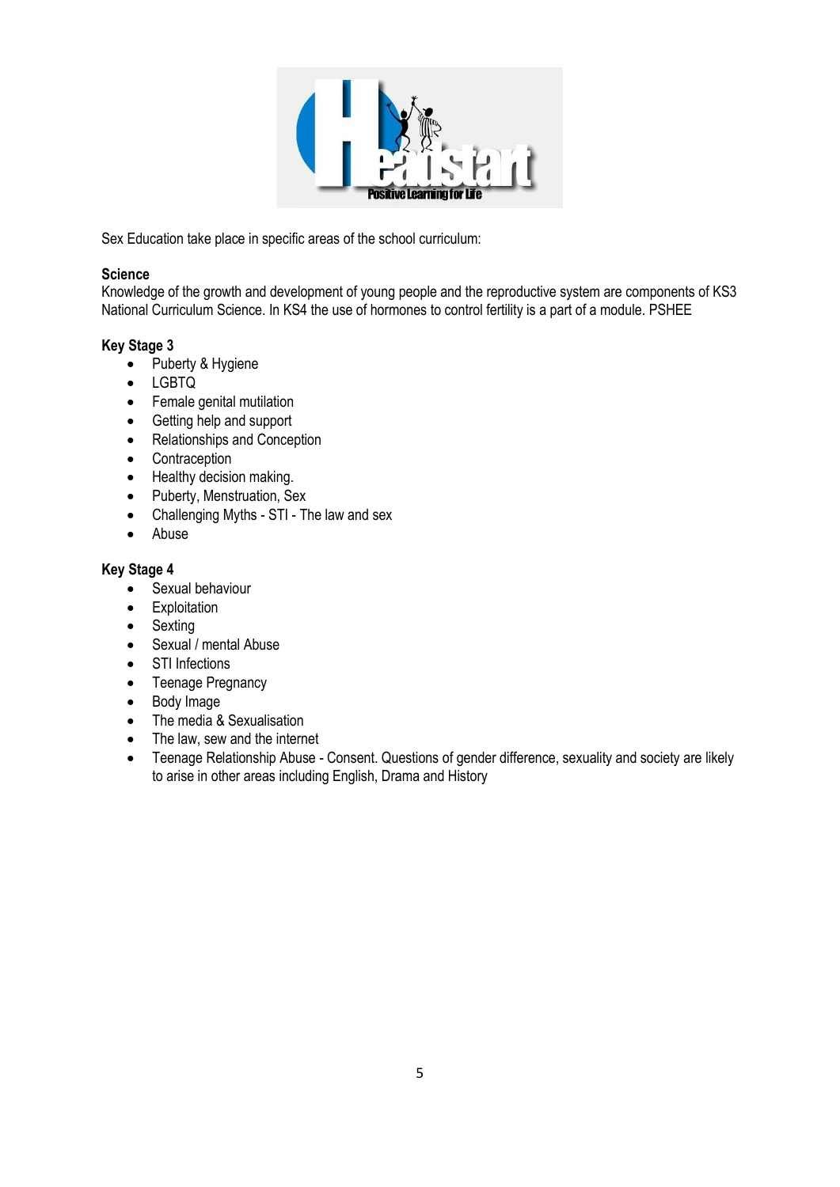Sex Education take place in specific areas of the school curriculum:

**Science**
Knowledge of the growth and development of young people and the reproductive system are components of KS3 National Curriculum Science. In KS4 the use of hormones to control fertility is a part of a module. PSHEE

**Key Stage 3**

- Puberty & Hygiene
- LGBTQ
- Female genital mutilation
- Getting help and support
- Relationships and Conception
- Contraception
- Healthy decision making.
- Puberty, Menstruation, Sex
- Challenging Myths - STI - The law and sex
- Abuse

**Key Stage 4**

- Sexual behaviour
- Exploitation
- Sexting
- Sexual / mental Abuse
- STI Infections
- Teenage Pregnancy
- Body Image
- The media & Sexualisation
- The law, sew and the internet
- Teenage Relationship Abuse - Consent. Questions of gender difference, sexuality and society are likely to arise in other areas including English, Drama and History